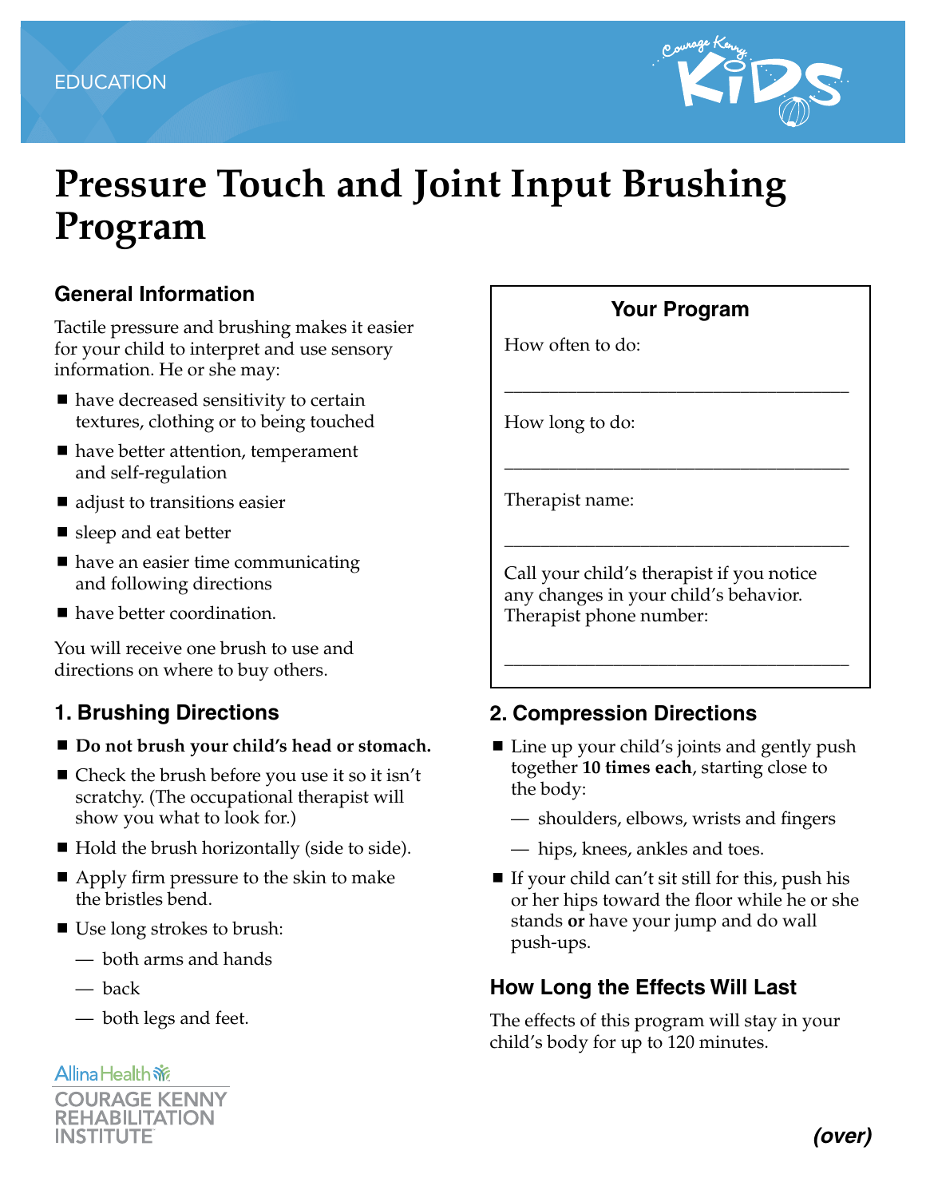EDUCATION

# Pressure Touch and Joint Input Brushing Program

## General Information

Tactile pressure and brushing makes it easier for your child to interpret and use sensory information. He or she may:

- have decreased sensitivity to certain textures, clothing or to being touched
- have better attention, temperament and self-regulation
- adjust to transitions easier
- sleep and eat better
- have an easier time communicating and following directions
- have better coordination.

You will receive one brush to use and directions on where to buy others.

### Your Program

How often to do:

______________________________________

How long to do:

______________________________________

Therapist name:

______________________________________

Call your child's therapist if you notice any changes in your child's behavior. Therapist phone number:

______________________________________

## 1. Brushing Directions

- **Do not brush your child's head or stomach.**
- Check the brush before you use it so it isn't scratchy. (The occupational therapist will show you what to look for.)
- Hold the brush horizontally (side to side).
- Apply firm pressure to the skin to make the bristles bend.
- Use long strokes to brush:
  - both arms and hands
  - back
  - both legs and feet.

## 2. Compression Directions

- Line up your child's joints and gently push together **10 times each**, starting close to the body:
  - shoulders, elbows, wrists and fingers
  - hips, knees, ankles and toes.
- If your child can't sit still for this, push his or her hips toward the floor while he or she stands **or** have your jump and do wall push-ups.

## How Long the Effects Will Last

The effects of this program will stay in your child's body for up to 120 minutes.

Allina Health
COURAGE KENNY REHABILITATION INSTITUTE

***(over)***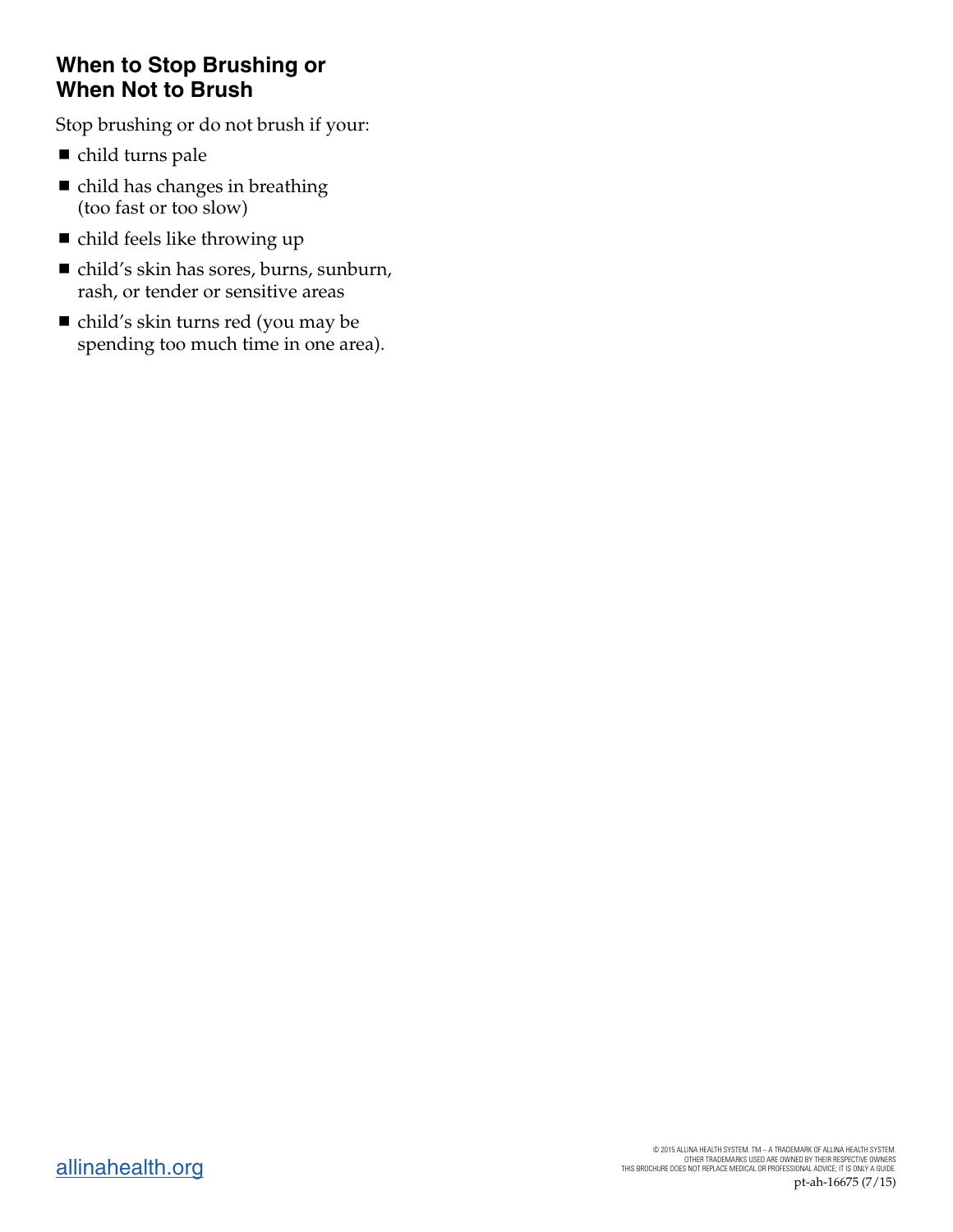## When to Stop Brushing or When Not to Brush

Stop brushing or do not brush if your:

- child turns pale
- child has changes in breathing (too fast or too slow)
- child feels like throwing up
- child's skin has sores, burns, sunburn, rash, or tender or sensitive areas
- child's skin turns red (you may be spending too much time in one area).

allinahealth.org

© 2015 ALLINA HEALTH SYSTEM. TM – A TRADEMARK OF ALLINA HEALTH SYSTEM.
OTHER TRADEMARKS USED ARE OWNED BY THEIR RESPECTIVE OWNERS
THIS BROCHURE DOES NOT REPLACE MEDICAL OR PROFESSIONAL ADVICE; IT IS ONLY A GUIDE.
pt-ah-16675 (7/15)